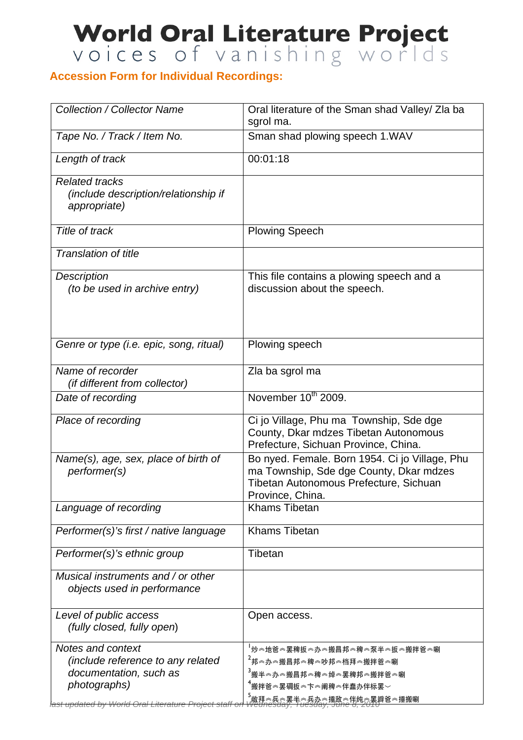# World Oral Literature Project

voices of vanishing worlds

**Accession Form for Individual Recordings:**

| | |
|---|---|
| *Collection / Collector Name* | Oral literature of the Sman shad Valley/ Zla ba sgrol ma. |
| *Tape No. / Track / Item No.* | Sman shad plowing speech 1.WAV |
| *Length of track* | 00:01:18 |
| *Related tracks (include description/relationship if appropriate)* | |
| *Title of track* | Plowing Speech |
| *Translation of title* | |
| *Description (to be used in archive entry)* | This file contains a plowing speech and a discussion about the speech. |
| *Genre or type (i.e. epic, song, ritual)* | Plowing speech |
| *Name of recorder (if different from collector)* | Zla ba sgrol ma |
| *Date of recording* | November 10th 2009. |
| *Place of recording* | Ci jo Village, Phu ma Township, Sde dge County, Dkar mdzes Tibetan Autonomous Prefecture, Sichuan Province, China. |
| *Name(s), age, sex, place of birth of performer(s)* | Bo nyed. Female. Born 1954. Ci jo Village, Phu ma Township, Sde dge County, Dkar mdzes Tibetan Autonomous Prefecture, Sichuan Province, China. |
| *Language of recording* | Khams Tibetan |
| *Performer(s)'s first / native language* | Khams Tibetan |
| *Performer(s)'s ethnic group* | Tibetan |
| *Musical instruments and / or other objects used in performance* | |
| *Level of public access (fully closed, fully open)* | Open access. |
| *Notes and context (include reference to any related documentation, such as photographs)* | [1]炒︽地爸︽罢稗扳︽办︽搬昌邦︽稗︽泵半︽扳︽搬拌爸︽唰<br>[2]邦︽办︽搬昌邦︽稗︽吵邦︽档拜︽搬拌爸︽唰<br>[3]搬半︽办︽搬昌邦︽稗︽绰︽罢稗邦︽搬拌爸︽唰<br>[4]搬拌爸︽罢碉扳︽卞︽阐稗︽伴蠢办伴标罢﹀<br>[5]敞拜︽兵︽罢半︽兵办︽捶敌︽伴纯︽罢癖爸︽捶搬唰 |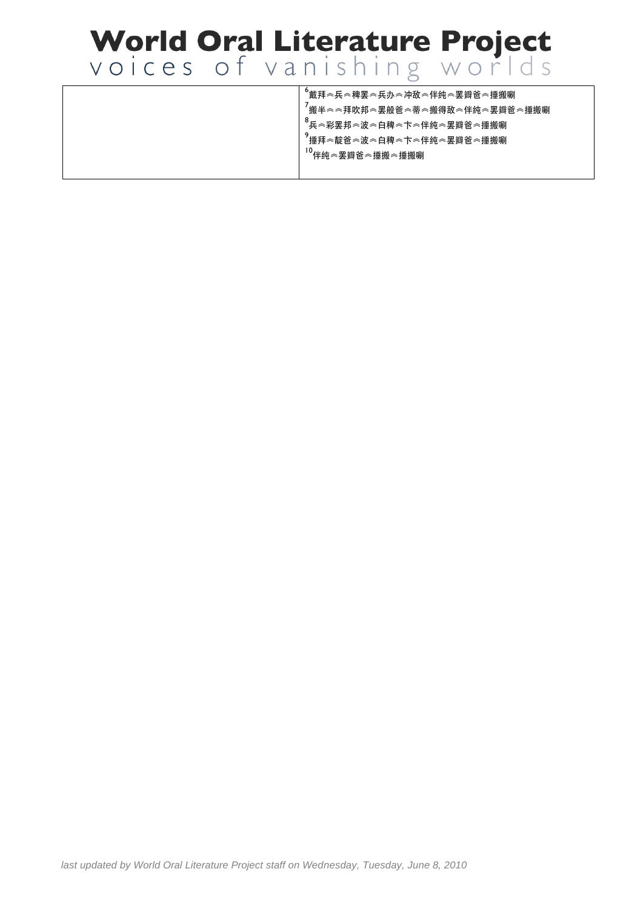| | |
|---|---|
| | [6]戴拜︽兵︽稗罢︽兵办︽冲敌︽伴纯︽罢羻爸︽捶搬唰<br>[7]搬半︽︽拜吹邦︽罢般爸︽蒂︽搬得敌︽伴纯︽罢羻爸︽捶搬唰<br>[8]兵︽彩罢邦︽波︽白稗︽卞︽伴纯︽罢羻爸︽捶搬唰<br>[9]捶拜︽靛爸︽波︽白稗︽卞︽伴纯︽罢羻爸︽捶搬唰<br>[10]伴纯︽罢羻爸︽捶搬︽捶搬唰 |